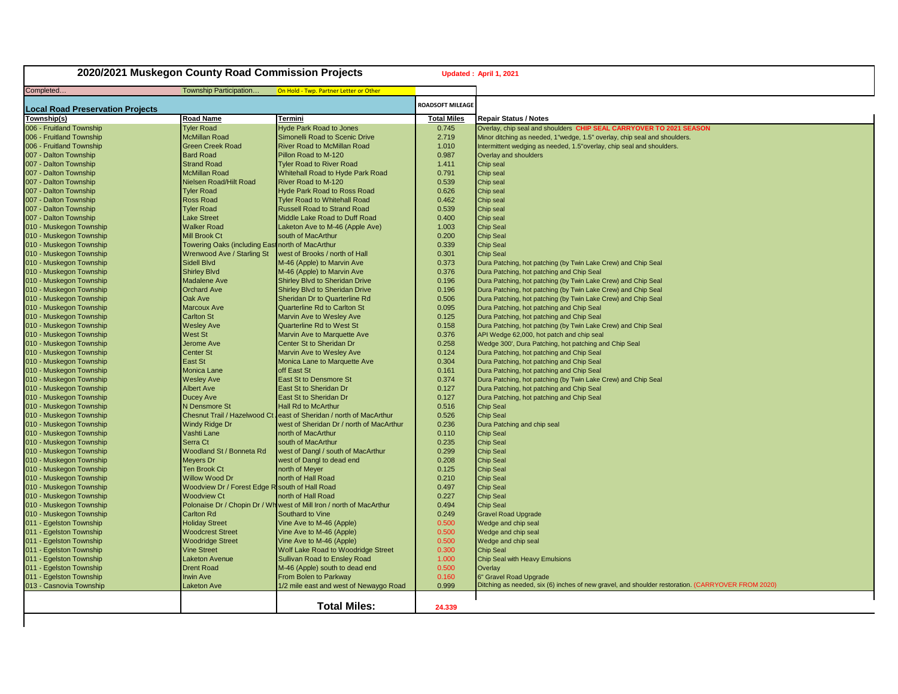# 2020/2021 Muskegon County Road Commission Projects

**Updated : April 1, 2021**

Completed… | Township Participation… | On Hold - Twp. Partner Letter or Other

## Local Road Preservation Projects

| Township(s) | Road Name | Termini | ROADSOFT MILEAGE Total Miles | Repair Status / Notes |
|---|---|---|---|---|
| 006 - Fruitland Township | Tyler Road | Hyde Park Road to Jones | 0.745 | Overlay, chip seal and shoulders CHIP SEAL CARRYOVER TO 2021 SEASON |
| 006 - Fruitland Township | McMillan Road | Simonelli Road to Scenic Drive | 2.719 | Minor ditching as needed, 1"wedge, 1.5" overlay, chip seal and shoulders. |
| 006 - Fruitland Township | Green Creek Road | River Road to McMillan Road | 1.010 | Intermittent wedging as needed, 1.5"overlay, chip seal and shoulders. |
| 007 - Dalton Township | Bard Road | Pillon Road to M-120 | 0.987 | Overlay and shoulders |
| 007 - Dalton Township | Strand Road | Tyler Road to River Road | 1.411 | Chip seal |
| 007 - Dalton Township | McMillan Road | Whitehall Road to Hyde Park Road | 0.791 | Chip seal |
| 007 - Dalton Township | Nielsen Road/Hilt Road | River Road to M-120 | 0.539 | Chip seal |
| 007 - Dalton Township | Tyler Road | Hyde Park Road to Ross Road | 0.626 | Chip seal |
| 007 - Dalton Township | Ross Road | Tyler Road to Whitehall Road | 0.462 | Chip seal |
| 007 - Dalton Township | Tyler Road | Russell Road to Strand Road | 0.539 | Chip seal |
| 007 - Dalton Township | Lake Street | Middle Lake Road to Duff Road | 0.400 | Chip seal |
| 010 - Muskegon Township | Walker Road | Laketon Ave to M-46 (Apple Ave) | 1.003 | Chip Seal |
| 010 - Muskegon Township | Mill Brook Ct | south of MacArthur | 0.200 | Chip Seal |
| 010 - Muskegon Township | Towering Oaks (including East | north of MacArthur | 0.339 | Chip Seal |
| 010 - Muskegon Township | Wrenwood Ave / Starling St | west of Brooks / north of Hall | 0.301 | Chip Seal |
| 010 - Muskegon Township | Sidell Blvd | M-46 (Apple) to Marvin Ave | 0.373 | Dura Patching, hot patching (by Twin Lake Crew) and Chip Seal |
| 010 - Muskegon Township | Shirley Blvd | M-46 (Apple) to Marvin Ave | 0.376 | Dura Patching, hot patching and Chip Seal |
| 010 - Muskegon Township | Madalene Ave | Shirley Blvd to Sheridan Drive | 0.196 | Dura Patching, hot patching (by Twin Lake Crew) and Chip Seal |
| 010 - Muskegon Township | Orchard Ave | Shirley Blvd to Sheridan Drive | 0.196 | Dura Patching, hot patching (by Twin Lake Crew) and Chip Seal |
| 010 - Muskegon Township | Oak Ave | Sheridan Dr to Quarterline Rd | 0.506 | Dura Patching, hot patching (by Twin Lake Crew) and Chip Seal |
| 010 - Muskegon Township | Marcoux Ave | Quarterline Rd to Carlton St | 0.095 | Dura Patching, hot patching and Chip Seal |
| 010 - Muskegon Township | Carlton St | Marvin Ave to Wesley Ave | 0.125 | Dura Patching, hot patching and Chip Seal |
| 010 - Muskegon Township | Wesley Ave | Quarterline Rd to West St | 0.158 | Dura Patching, hot patching (by Twin Lake Crew) and Chip Seal |
| 010 - Muskegon Township | West St | Marvin Ave to Marquette Ave | 0.376 | API Wedge 62,000, hot patch and chip seal |
| 010 - Muskegon Township | Jerome Ave | Center St to Sheridan Dr | 0.258 | Wedge 300', Dura Patching, hot patching and Chip Seal |
| 010 - Muskegon Township | Center St | Marvin Ave to Wesley Ave | 0.124 | Dura Patching, hot patching and Chip Seal |
| 010 - Muskegon Township | East St | Monica Lane to Marquette Ave | 0.304 | Dura Patching, hot patching and Chip Seal |
| 010 - Muskegon Township | Monica Lane | off East St | 0.161 | Dura Patching, hot patching and Chip Seal |
| 010 - Muskegon Township | Wesley Ave | East St to Densmore St | 0.374 | Dura Patching, hot patching (by Twin Lake Crew) and Chip Seal |
| 010 - Muskegon Township | Albert Ave | East St to Sheridan Dr | 0.127 | Dura Patching, hot patching and Chip Seal |
| 010 - Muskegon Township | Ducey Ave | East St to Sheridan Dr | 0.127 | Dura Patching, hot patching and Chip Seal |
| 010 - Muskegon Township | N Densmore St | Hall Rd to McArthur | 0.516 | Chip Seal |
| 010 - Muskegon Township | Chesnut Trail / Hazelwood Ct | east of Sheridan / north of MacArthur | 0.526 | Chip Seal |
| 010 - Muskegon Township | Windy Ridge Dr | west of Sheridan Dr / north of MacArthur | 0.236 | Dura Patching and chip seal |
| 010 - Muskegon Township | Vashti Lane | north of MacArthur | 0.110 | Chip Seal |
| 010 - Muskegon Township | Serra Ct | south of MacArthur | 0.235 | Chip Seal |
| 010 - Muskegon Township | Woodland St / Bonneta Rd | west of Dangl / south of MacArthur | 0.299 | Chip Seal |
| 010 - Muskegon Township | Meyers Dr | west of Dangl to dead end | 0.208 | Chip Seal |
| 010 - Muskegon Township | Ten Brook Ct | north of Meyer | 0.125 | Chip Seal |
| 010 - Muskegon Township | Willow Wood Dr | north of Hall Road | 0.210 | Chip Seal |
| 010 - Muskegon Township | Woodview Dr / Forest Edge R | south of Hall Road | 0.497 | Chip Seal |
| 010 - Muskegon Township | Woodview Ct | north of Hall Road | 0.227 | Chip Seal |
| 010 - Muskegon Township | Polonaise Dr / Chopin Dr / Wh | west of Mill Iron / north of MacArthur | 0.494 | Chip Seal |
| 010 - Muskegon Township | Carlton Rd | Southard to Vine | 0.249 | Gravel Road Upgrade |
| 011 - Egelston Township | Holiday Street | Vine Ave to M-46 (Apple) | 0.500 | Wedge and chip seal |
| 011 - Egelston Township | Woodcrest Street | Vine Ave to M-46 (Apple) | 0.500 | Wedge and chip seal |
| 011 - Egelston Township | Woodridge Street | Vine Ave to M-46 (Apple) | 0.500 | Wedge and chip seal |
| 011 - Egelston Township | Vine Street | Wolf Lake Road to Woodridge Street | 0.300 | Chip Seal |
| 011 - Egelston Township | Laketon Avenue | Sullivan Road to Ensley Road | 1.000 | Chip Seal with Heavy Emulsions |
| 011 - Egelston Township | Drent Road | M-46 (Apple) south to dead end | 0.500 | Overlay |
| 011 - Egelston Township | Irwin Ave | From Bolen to Parkway | 0.160 | 6" Gravel Road Upgrade |
| 013 - Casnovia Township | Laketon Ave | 1/2 mile east and west of Newaygo Road | 0.999 | Ditching as needed, six (6) inches of new gravel, and shoulder restoration. (CARRYOVER FROM 2020) |
| | | **Total Miles:** | 24.339 | |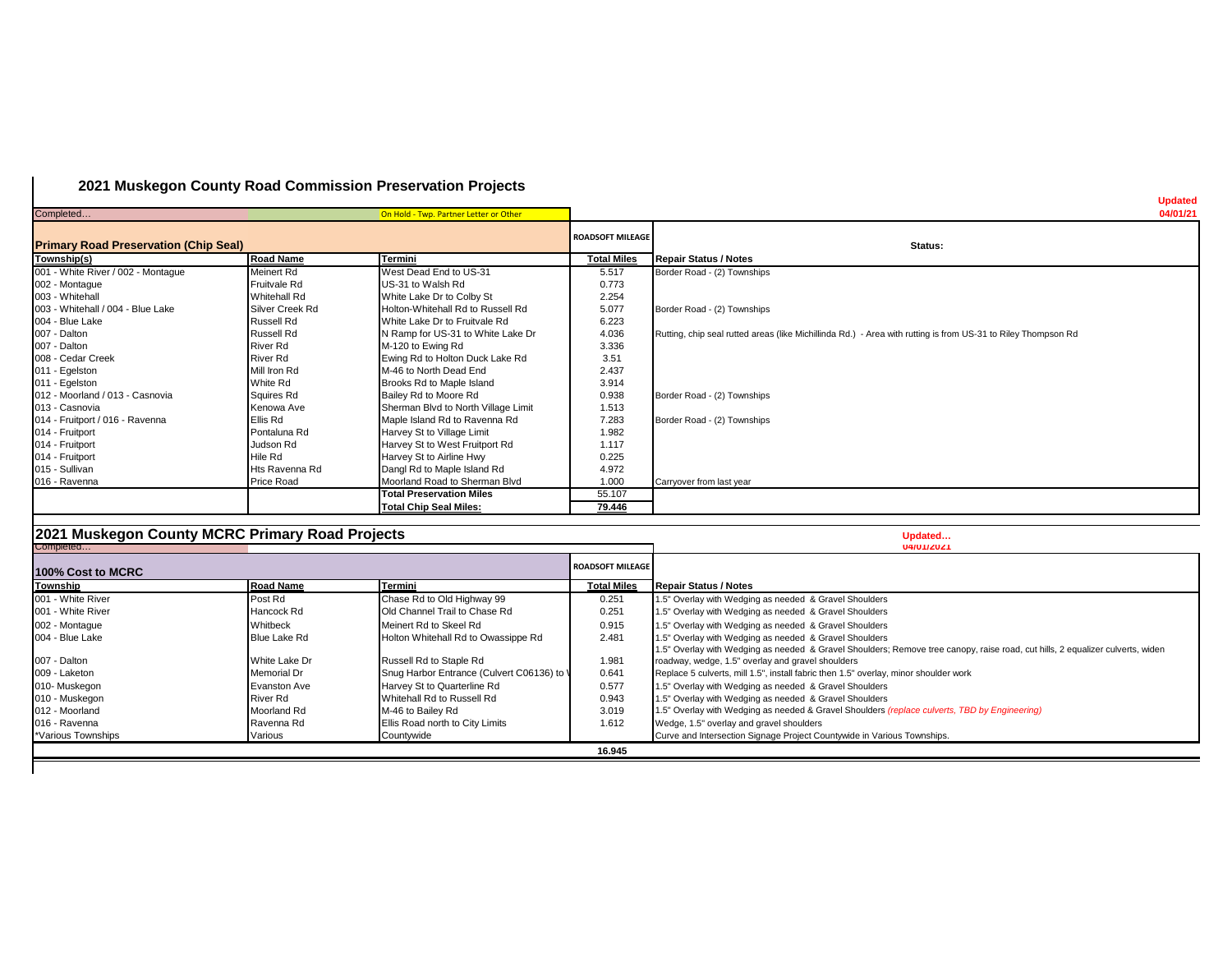# 2021 Muskegon County Road Commission Preservation Projects

Completed… | | On Hold - Twp. Partner Letter or Other

**Updated 04/01/21**

## Primary Road Preservation (Chip Seal)

| Township(s) | Road Name | Termini | ROADSOFT MILEAGE Total Miles | Status: Repair Status / Notes |
|---|---|---|---|---|
| 001 - White River / 002 - Montague | Meinert Rd | West Dead End to US-31 | 5.517 | Border Road - (2) Townships |
| 002 - Montague | Fruitvale Rd | US-31 to Walsh Rd | 0.773 | |
| 003 - Whitehall | Whitehall Rd | White Lake Dr to Colby St | 2.254 | |
| 003 - Whitehall / 004 - Blue Lake | Silver Creek Rd | Holton-Whitehall Rd to Russell Rd | 5.077 | Border Road - (2) Townships |
| 004 - Blue Lake | Russell Rd | White Lake Dr to Fruitvale Rd | 6.223 | |
| 007 - Dalton | Russell Rd | N Ramp for US-31 to White Lake Dr | 4.036 | Rutting, chip seal rutted areas (like Michillinda Rd.) - Area with rutting is from US-31 to Riley Thompson Rd |
| 007 - Dalton | River Rd | M-120 to Ewing Rd | 3.336 | |
| 008 - Cedar Creek | River Rd | Ewing Rd to Holton Duck Lake Rd | 3.51 | |
| 011 - Egelston | Mill Iron Rd | M-46 to North Dead End | 2.437 | |
| 011 - Egelston | White Rd | Brooks Rd to Maple Island | 3.914 | |
| 012 - Moorland / 013 - Casnovia | Squires Rd | Bailey Rd to Moore Rd | 0.938 | Border Road - (2) Townships |
| 013 - Casnovia | Kenowa Ave | Sherman Blvd to North Village Limit | 1.513 | |
| 014 - Fruitport / 016 - Ravenna | Ellis Rd | Maple Island Rd to Ravenna Rd | 7.283 | Border Road - (2) Townships |
| 014 - Fruitport | Pontaluna Rd | Harvey St to Village Limit | 1.982 | |
| 014 - Fruitport | Judson Rd | Harvey St to West Fruitport Rd | 1.117 | |
| 014 - Fruitport | Hile Rd | Harvey St to Airline Hwy | 0.225 | |
| 015 - Sullivan | Hts Ravenna Rd | Dangl Rd to Maple Island Rd | 4.972 | |
| 016 - Ravenna | Price Road | Moorland Road to Sherman Blvd | 1.000 | Carryover from last year |
| | | **Total Preservation Miles** | 55.107 | |
| | | **Total Chip Seal Miles:** | **79.446** | |

# 2021 Muskegon County MCRC Primary Road Projects

Completed…

**Updated… 04/01/2021**

## 100% Cost to MCRC

| Township | Road Name | Termini | ROADSOFT MILEAGE Total Miles | Repair Status / Notes |
|---|---|---|---|---|
| 001 - White River | Post Rd | Chase Rd to Old Highway 99 | 0.251 | 1.5" Overlay with Wedging as needed & Gravel Shoulders |
| 001 - White River | Hancock Rd | Old Channel Trail to Chase Rd | 0.251 | 1.5" Overlay with Wedging as needed & Gravel Shoulders |
| 002 - Montague | Whitbeck | Meinert Rd to Skeel Rd | 0.915 | 1.5" Overlay with Wedging as needed & Gravel Shoulders |
| 004 - Blue Lake | Blue Lake Rd | Holton Whitehall Rd to Owassippe Rd | 2.481 | 1.5" Overlay with Wedging as needed & Gravel Shoulders |
| 007 - Dalton | White Lake Dr | Russell Rd to Staple Rd | 1.981 | 1.5" Overlay with Wedging as needed & Gravel Shoulders; Remove tree canopy, raise road, cut hills, 2 equalizer culverts, widen roadway, wedge, 1.5" overlay and gravel shoulders |
| 009 - Laketon | Memorial Dr | Snug Harbor Entrance (Culvert C06136) to V | 0.641 | Replace 5 culverts, mill 1.5", install fabric then 1.5" overlay, minor shoulder work |
| 010- Muskegon | Evanston Ave | Harvey St to Quarterline Rd | 0.577 | 1.5" Overlay with Wedging as needed & Gravel Shoulders |
| 010 - Muskegon | River Rd | Whitehall Rd to Russell Rd | 0.943 | 1.5" Overlay with Wedging as needed & Gravel Shoulders |
| 012 - Moorland | Moorland Rd | M-46 to Bailey Rd | 3.019 | 1.5" Overlay with Wedging as needed & Gravel Shoulders *(replace culverts, TBD by Engineering)* |
| 016 - Ravenna | Ravenna Rd | Ellis Road north to City Limits | 1.612 | Wedge, 1.5" overlay and gravel shoulders |
| *Various Townships | Various | Countywide | | Curve and Intersection Signage Project Countywide in Various Townships. |
| | | | **16.945** | |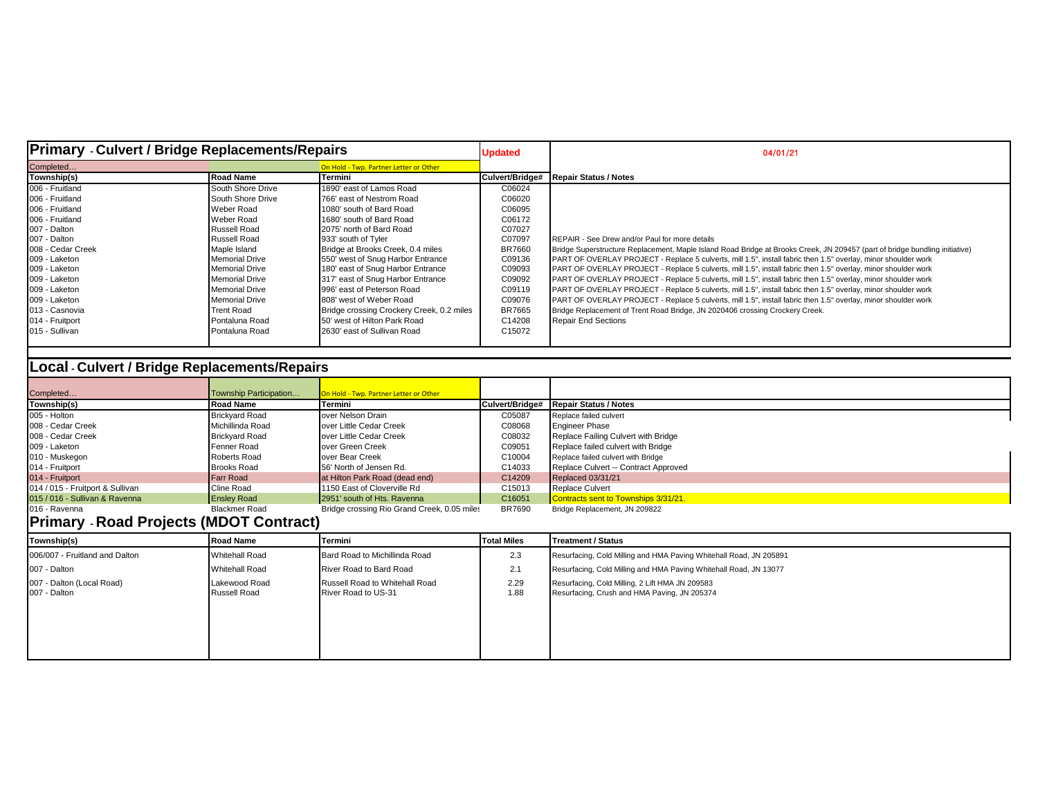## Primary - Culvert / Bridge Replacements/Repairs

**Updated** 04/01/21

| Completed… | | On Hold - Twp. Partner Letter or Other | | |
|---|---|---|---|---|
| **Township(s)** | **Road Name** | **Termini** | **Culvert/Bridge#** | **Repair Status / Notes** |
| 006 - Fruitland | South Shore Drive | 1890' east of Lamos Road | C06024 | |
| 006 - Fruitland | South Shore Drive | 766' east of Nestrom Road | C06020 | |
| 006 - Fruitland | Weber Road | 1080' south of Bard Road | C06095 | |
| 006 - Fruitland | Weber Road | 1680' south of Bard Road | C06172 | |
| 007 - Dalton | Russell Road | 2075' north of Bard Road | C07027 | |
| 007 - Dalton | Russell Road | 933' south of Tyler | C07097 | REPAIR - See Drew and/or Paul for more details |
| 008 - Cedar Creek | Maple Island | Bridge at Brooks Creek, 0.4 miles | BR7660 | Bridge Superstructure Replacement, Maple Island Road Bridge at Brooks Creek, JN 209457 (part of bridge bundling initiative) |
| 009 - Laketon | Memorial Drive | 550' west of Snug Harbor Entrance | C09136 | PART OF OVERLAY PROJECT - Replace 5 culverts, mill 1.5", install fabric then 1.5" overlay, minor shoulder work |
| 009 - Laketon | Memorial Drive | 180' east of Snug Harbor Entrance | C09093 | PART OF OVERLAY PROJECT - Replace 5 culverts, mill 1.5", install fabric then 1.5" overlay, minor shoulder work |
| 009 - Laketon | Memorial Drive | 317' east of Snug Harbor Entrance | C09092 | PART OF OVERLAY PROJECT - Replace 5 culverts, mill 1.5", install fabric then 1.5" overlay, minor shoulder work |
| 009 - Laketon | Memorial Drive | 996' east of Peterson Road | C09119 | PART OF OVERLAY PROJECT - Replace 5 culverts, mill 1.5", install fabric then 1.5" overlay, minor shoulder work |
| 009 - Laketon | Memorial Drive | 808' west of Weber Road | C09076 | PART OF OVERLAY PROJECT - Replace 5 culverts, mill 1.5", install fabric then 1.5" overlay, minor shoulder work |
| 013 - Casnovia | Trent Road | Bridge crossing Crockery Creek, 0.2 miles | BR7665 | Bridge Replacement of Trent Road Bridge, JN 2020406 crossing Crockery Creek. |
| 014 - Fruitport | Pontaluna Road | 50' west of Hilton Park Road | C14208 | Repair End Sections |
| 015 - Sullivan | Pontaluna Road | 2630' east of Sullivan Road | C15072 | |

## Local - Culvert / Bridge Replacements/Repairs

| Completed… | Township Participation… | On Hold - Twp. Partner Letter or Other | | |
|---|---|---|---|---|
| **Township(s)** | **Road Name** | **Termini** | **Culvert/Bridge#** | **Repair Status / Notes** |
| 005 - Holton | Brickyard Road | over Nelson Drain | C05087 | Replace failed culvert |
| 008 - Cedar Creek | Michillinda Road | over Little Cedar Creek | C08068 | Engineer Phase |
| 008 - Cedar Creek | Brickyard Road | over Little Cedar Creek | C08032 | Replace Failing Culvert with Bridge |
| 009 - Laketon | Fenner Road | over Green Creek | C09051 | Replace failed culvert with Bridge |
| 010 - Muskegon | Roberts Road | over Bear Creek | C10004 | Replace failed culvert with Bridge |
| 014 - Fruitport | Brooks Road | 56' North of Jensen Rd. | C14033 | Replace Culvert -- Contract Approved |
| 014 - Fruitport | Farr Road | at Hilton Park Road (dead end) | C14209 | Replaced 03/31/21 |
| 014 / 015 - Fruitport & Sullivan | Cline Road | 1150 East of Cloverville Rd | C15013 | Replace Culvert |
| 015 / 016 - Sullivan & Ravenna | Ensley Road | 2951' south of Hts. Ravenna | C16051 | Contracts sent to Townships 3/31/21. |
| 016 - Ravenna | Blackmer Road | Bridge crossing Rio Grand Creek, 0.05 miles | BR7690 | Bridge Replacement, JN 209822 |

## Primary - Road Projects (MDOT Contract)

| Township(s) | Road Name | Termini | Total Miles | Treatment / Status |
|---|---|---|---|---|
| 006/007 - Fruitland and Dalton | Whitehall Road | Bard Road to Michillinda Road | 2.3 | Resurfacing, Cold Milling and HMA Paving Whitehall Road, JN 205891 |
| 007 - Dalton | Whitehall Road | River Road to Bard Road | 2.1 | Resurfacing, Cold Milling and HMA Paving Whitehall Road, JN 13077 |
| 007 - Dalton (Local Road) | Lakewood Road | Russell Road to Whitehall Road | 2.29 | Resurfacing, Cold Milling, 2 Lift HMA JN 209583 |
| 007 - Dalton | Russell Road | River Road to US-31 | 1.88 | Resurfacing, Crush and HMA Paving, JN 205374 |